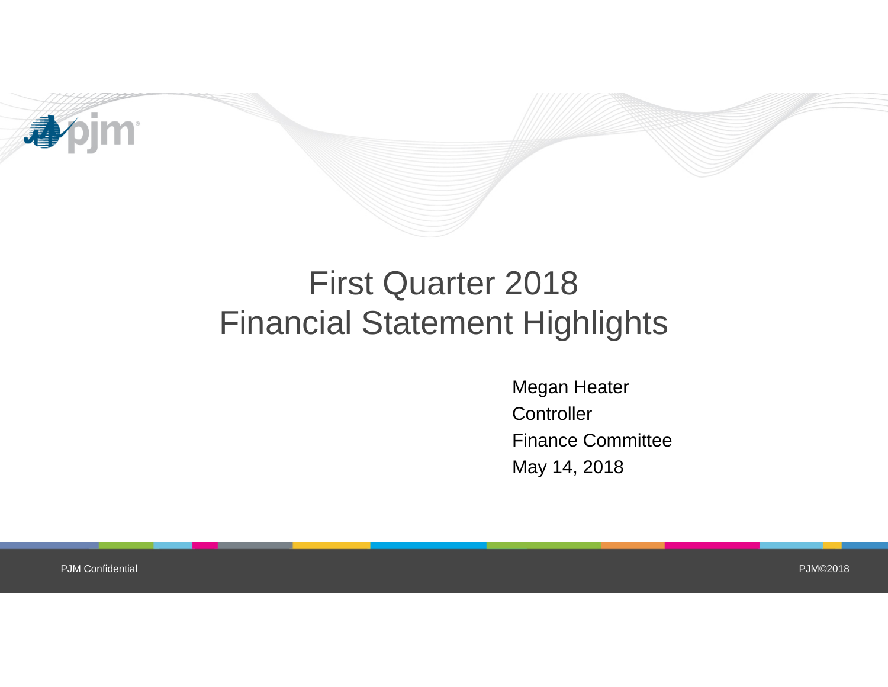# First Quarter 2018
# Financial Statement Highlights

Megan Heater
Controller
Finance Committee
May 14, 2018

PJM Confidential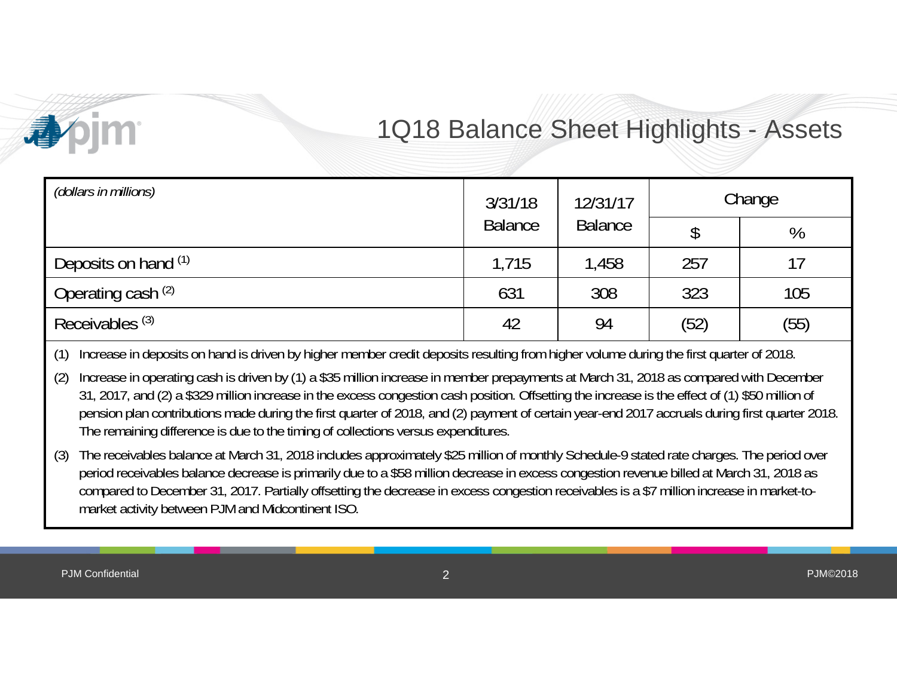# 1Q18 Balance Sheet Highlights - Assets

| *(dollars in millions)* | 3/31/18 Balance | 12/31/17 Balance | Change | |
|---|---|---|---|---|
| | | | $ | % |
| Deposits on hand [(1)] | 1,715 | 1,458 | 257 | 17 |
| Operating cash [(2)] | 631 | 308 | 323 | 105 |
| Receivables [(3)] | 42 | 94 | (52) | (55) |

(1) Increase in deposits on hand is driven by higher member credit deposits resulting from higher volume during the first quarter of 2018.

(2) Increase in operating cash is driven by (1) a $35 million increase in member prepayments at March 31, 2018 as compared with December 31, 2017, and (2) a $329 million increase in the excess congestion cash position. Offsetting the increase is the effect of (1) $50 million of pension plan contributions made during the first quarter of 2018, and (2) payment of certain year-end 2017 accruals during first quarter 2018. The remaining difference is due to the timing of collections versus expenditures.

(3) The receivables balance at March 31, 2018 includes approximately $25 million of monthly Schedule-9 stated rate charges. The period over period receivables balance decrease is primarily due to a $58 million decrease in excess congestion revenue billed at March 31, 2018 as compared to December 31, 2017. Partially offsetting the decrease in excess congestion receivables is a $7 million increase in market-to-market activity between PJM and Midcontinent ISO.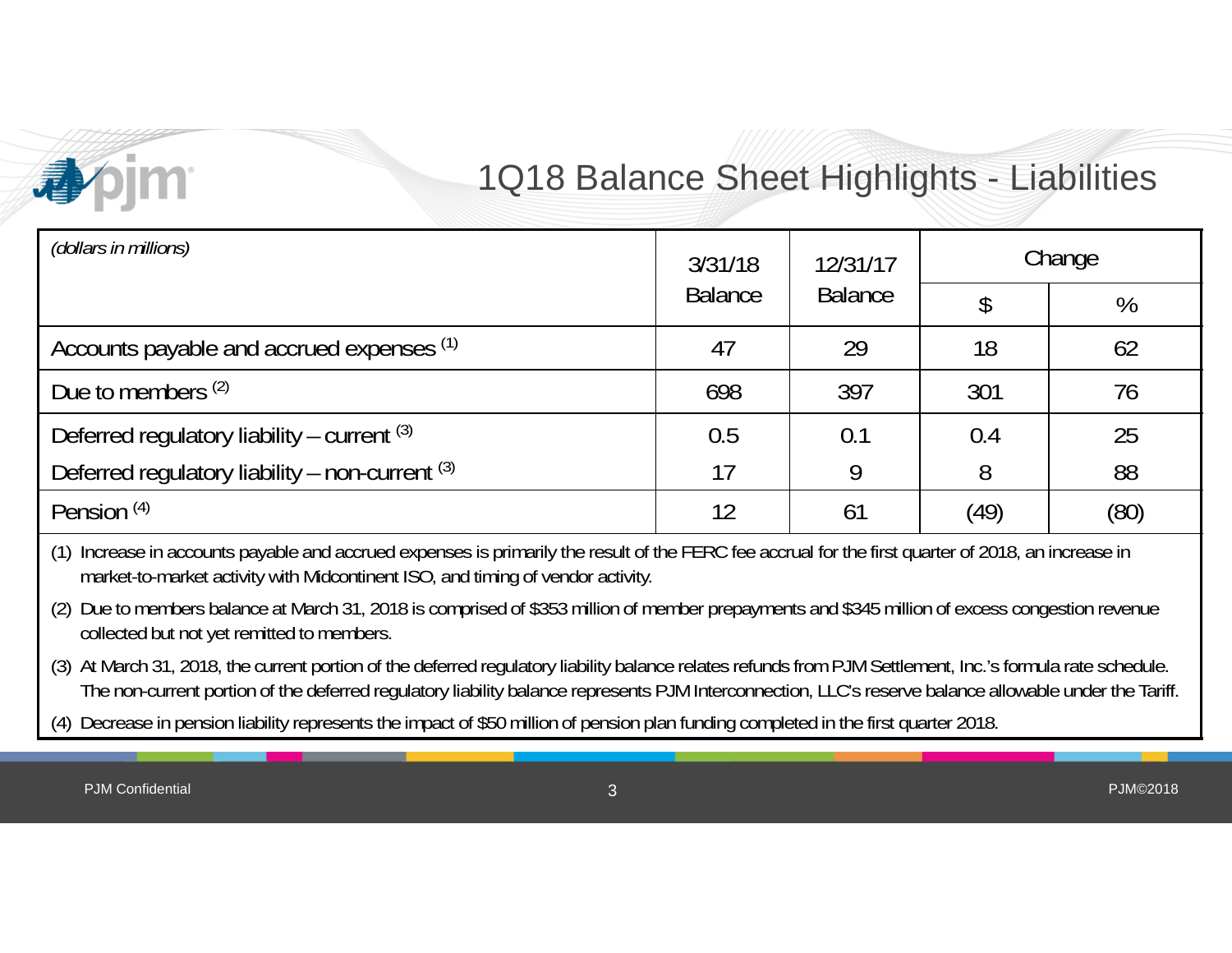# 1Q18 Balance Sheet Highlights - Liabilities

| *(dollars in millions)* | 3/31/18 Balance | 12/31/17 Balance | Change | |
|---|---|---|---|---|
| | | | $ | % |
| Accounts payable and accrued expenses [1] | 47 | 29 | 18 | 62 |
| Due to members [2] | 698 | 397 | 301 | 76 |
| Deferred regulatory liability – current [3] | 0.5 | 0.1 | 0.4 | 25 |
| Deferred regulatory liability – non-current [3] | 17 | 9 | 8 | 88 |
| Pension [4] | 12 | 61 | (49) | (80) |

(1) Increase in accounts payable and accrued expenses is primarily the result of the FERC fee accrual for the first quarter of 2018, an increase in market-to-market activity with Midcontinent ISO, and timing of vendor activity.

(2) Due to members balance at March 31, 2018 is comprised of $353 million of member prepayments and $345 million of excess congestion revenue collected but not yet remitted to members.

(3) At March 31, 2018, the current portion of the deferred regulatory liability balance relates refunds from PJM Settlement, Inc.'s formula rate schedule. The non-current portion of the deferred regulatory liability balance represents PJM Interconnection, LLC's reserve balance allowable under the Tariff.

(4) Decrease in pension liability represents the impact of $50 million of pension plan funding completed in the first quarter 2018.

PJM Confidential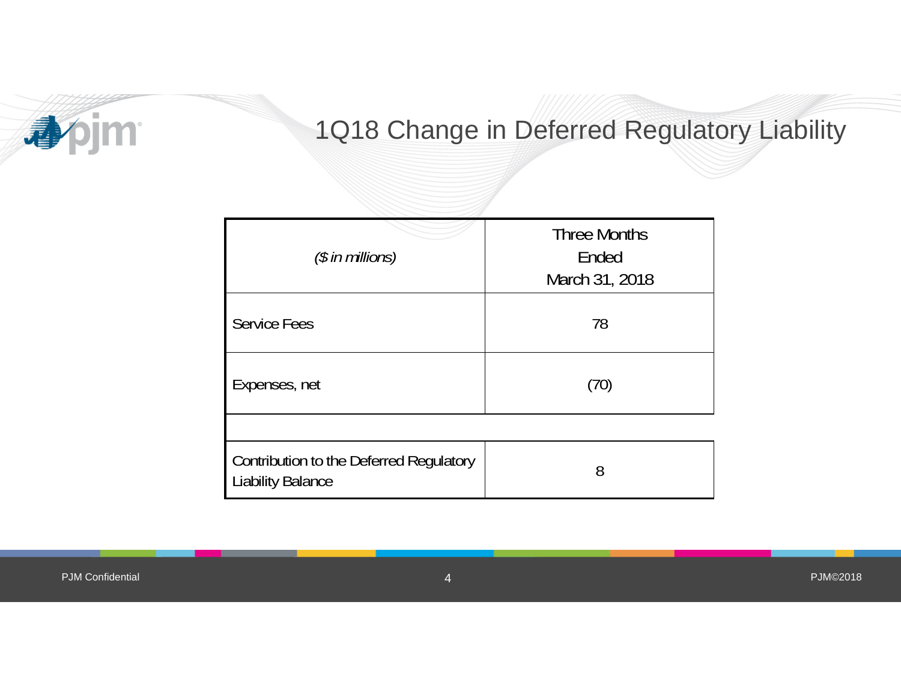# 1Q18 Change in Deferred Regulatory Liability

| *($ in millions)* | Three Months Ended March 31, 2018 |
|---|---|
| Service Fees | 78 |
| Expenses, net | (70) |
| | |
| Contribution to the Deferred Regulatory Liability Balance | 8 |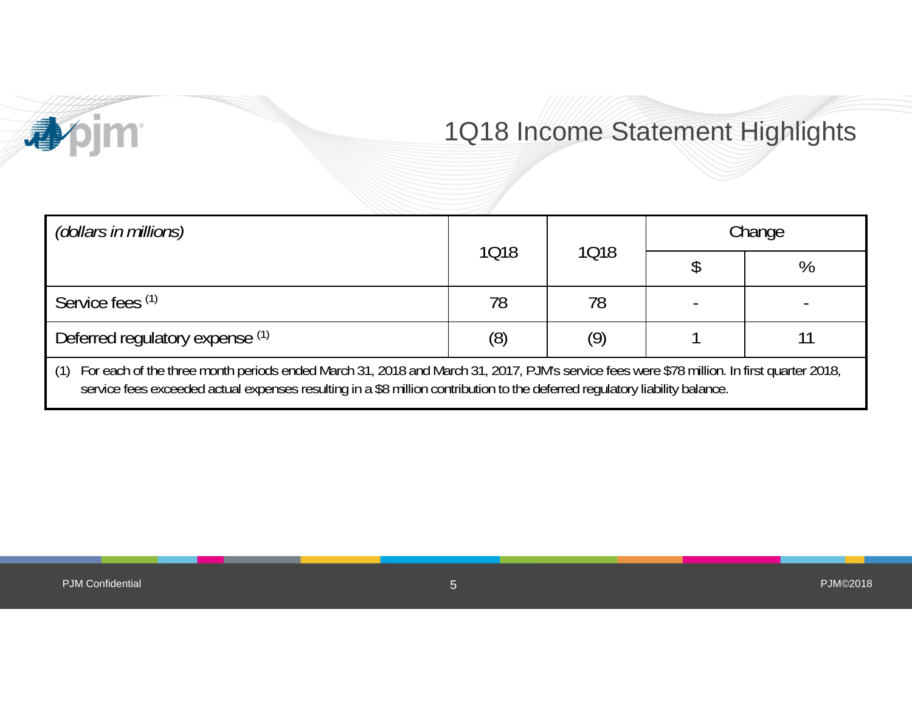# 1Q18 Income Statement Highlights

| *(dollars in millions)* | 1Q18 | 1Q18 | Change | |
|---|---|---|---|---|
| | | | $ | % |
| Service fees [(1)] | 78 | 78 | - | - |
| Deferred regulatory expense [(1)] | (8) | (9) | 1 | 11 |

(1) For each of the three month periods ended March 31, 2018 and March 31, 2017, PJM's service fees were $78 million. In first quarter 2018, service fees exceeded actual expenses resulting in a $8 million contribution to the deferred regulatory liability balance.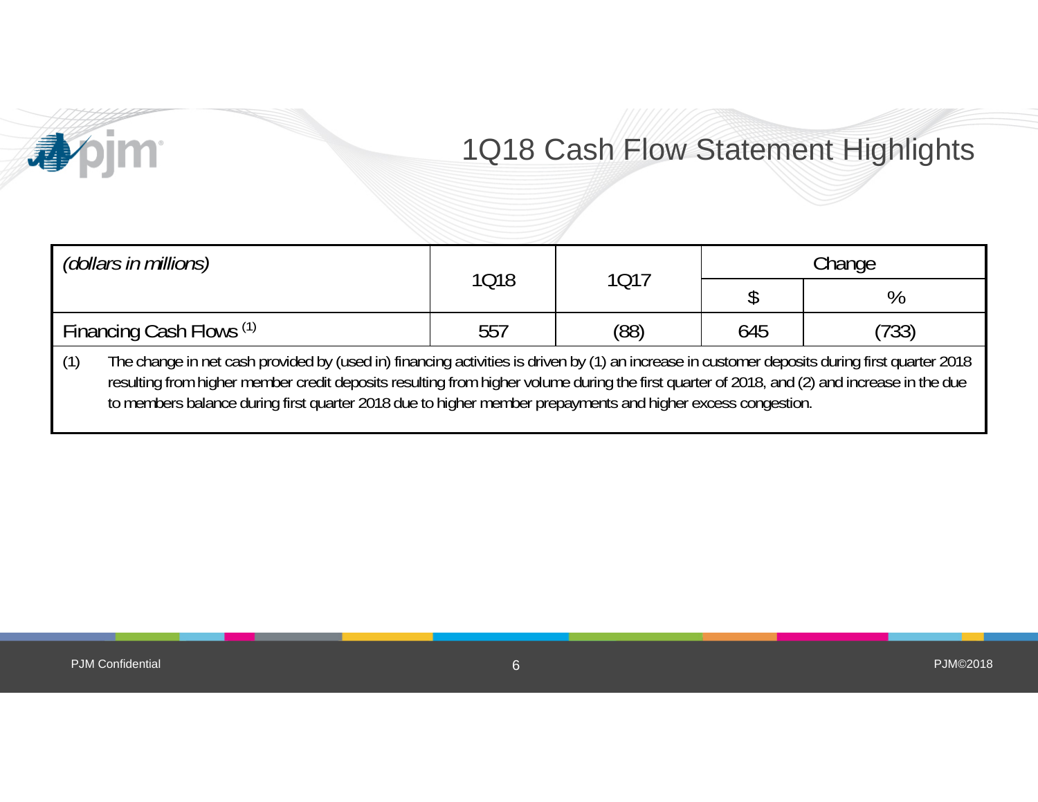# 1Q18 Cash Flow Statement Highlights

| *(dollars in millions)* | 1Q18 | 1Q17 | Change | |
|---|---|---|---|---|
| | | | $ | % |
| Financing Cash Flows [1] | 557 | (88) | 645 | (733) |

(1) The change in net cash provided by (used in) financing activities is driven by (1) an increase in customer deposits during first quarter 2018 resulting from higher member credit deposits resulting from higher volume during the first quarter of 2018, and (2) and increase in the due to members balance during first quarter 2018 due to higher member prepayments and higher excess congestion.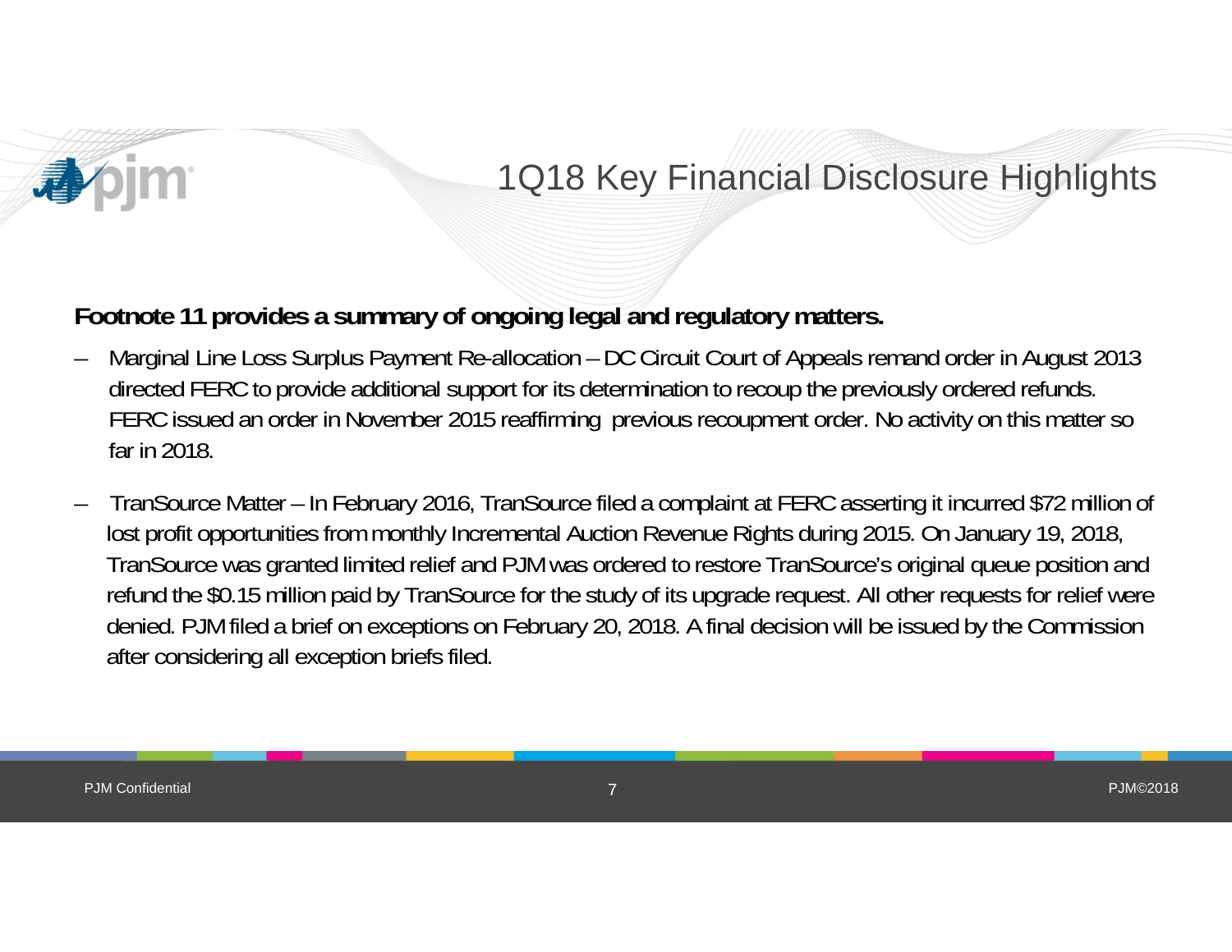# 1Q18 Key Financial Disclosure Highlights

**Footnote 11 provides a summary of ongoing legal and regulatory matters.**

- Marginal Line Loss Surplus Payment Re-allocation – DC Circuit Court of Appeals remand order in August 2013 directed FERC to provide additional support for its determination to recoup the previously ordered refunds. FERC issued an order in November 2015 reaffirming previous recoupment order. No activity on this matter so far in 2018.
- TranSource Matter – In February 2016, TranSource filed a complaint at FERC asserting it incurred $72 million of lost profit opportunities from monthly Incremental Auction Revenue Rights during 2015. On January 19, 2018, TranSource was granted limited relief and PJM was ordered to restore TranSource's original queue position and refund the $0.15 million paid by TranSource for the study of its upgrade request. All other requests for relief were denied. PJM filed a brief on exceptions on February 20, 2018. A final decision will be issued by the Commission after considering all exception briefs filed.